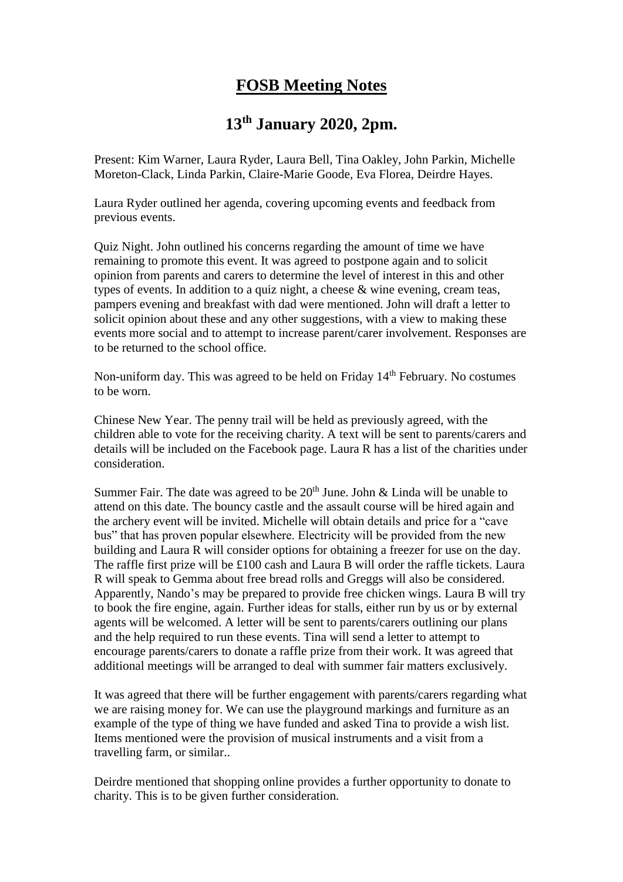# FOSB Meeting Notes

## 13th January 2020, 2pm.

Present: Kim Warner, Laura Ryder, Laura Bell, Tina Oakley, John Parkin, Michelle Moreton-Clack, Linda Parkin, Claire-Marie Goode, Eva Florea, Deirdre Hayes.

Laura Ryder outlined her agenda, covering upcoming events and feedback from previous events.

Quiz Night. John outlined his concerns regarding the amount of time we have remaining to promote this event. It was agreed to postpone again and to solicit opinion from parents and carers to determine the level of interest in this and other types of events. In addition to a quiz night, a cheese & wine evening, cream teas, pampers evening and breakfast with dad were mentioned. John will draft a letter to solicit opinion about these and any other suggestions, with a view to making these events more social and to attempt to increase parent/carer involvement. Responses are to be returned to the school office.

Non-uniform day. This was agreed to be held on Friday 14th February. No costumes to be worn.

Chinese New Year. The penny trail will be held as previously agreed, with the children able to vote for the receiving charity. A text will be sent to parents/carers and details will be included on the Facebook page. Laura R has a list of the charities under consideration.

Summer Fair. The date was agreed to be 20th June. John & Linda will be unable to attend on this date. The bouncy castle and the assault course will be hired again and the archery event will be invited. Michelle will obtain details and price for a "cave bus" that has proven popular elsewhere. Electricity will be provided from the new building and Laura R will consider options for obtaining a freezer for use on the day. The raffle first prize will be £100 cash and Laura B will order the raffle tickets. Laura R will speak to Gemma about free bread rolls and Greggs will also be considered. Apparently, Nando's may be prepared to provide free chicken wings. Laura B will try to book the fire engine, again. Further ideas for stalls, either run by us or by external agents will be welcomed. A letter will be sent to parents/carers outlining our plans and the help required to run these events. Tina will send a letter to attempt to encourage parents/carers to donate a raffle prize from their work. It was agreed that additional meetings will be arranged to deal with summer fair matters exclusively.

It was agreed that there will be further engagement with parents/carers regarding what we are raising money for. We can use the playground markings and furniture as an example of the type of thing we have funded and asked Tina to provide a wish list. Items mentioned were the provision of musical instruments and a visit from a travelling farm, or similar..

Deirdre mentioned that shopping online provides a further opportunity to donate to charity. This is to be given further consideration.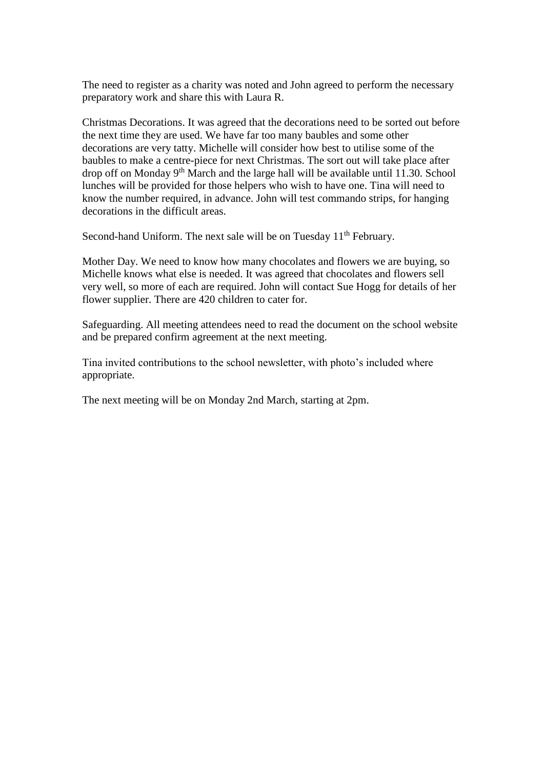The need to register as a charity was noted and John agreed to perform the necessary preparatory work and share this with Laura R.

Christmas Decorations. It was agreed that the decorations need to be sorted out before the next time they are used. We have far too many baubles and some other decorations are very tatty. Michelle will consider how best to utilise some of the baubles to make a centre-piece for next Christmas. The sort out will take place after drop off on Monday 9th March and the large hall will be available until 11.30. School lunches will be provided for those helpers who wish to have one. Tina will need to know the number required, in advance. John will test commando strips, for hanging decorations in the difficult areas.

Second-hand Uniform. The next sale will be on Tuesday 11th February.

Mother Day. We need to know how many chocolates and flowers we are buying, so Michelle knows what else is needed. It was agreed that chocolates and flowers sell very well, so more of each are required. John will contact Sue Hogg for details of her flower supplier. There are 420 children to cater for.

Safeguarding. All meeting attendees need to read the document on the school website and be prepared confirm agreement at the next meeting.

Tina invited contributions to the school newsletter, with photo's included where appropriate.

The next meeting will be on Monday 2nd March, starting at 2pm.